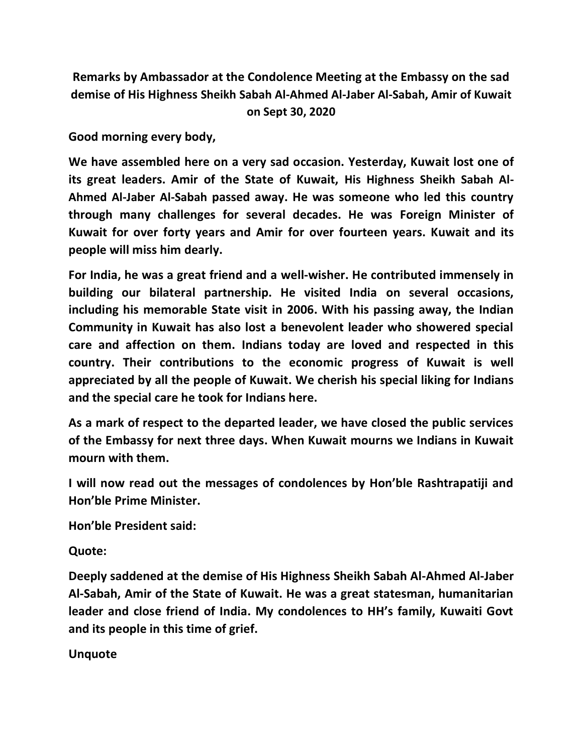# Remarks by Ambassador at the Condolence Meeting at the Embassy on the sad demise of His Highness Sheikh Sabah Al-Ahmed Al-Jaber Al-Sabah, Amir of Kuwait on Sept 30, 2020

**Good morning every body,**

**We have assembled here on a very sad occasion. Yesterday, Kuwait lost one of its great leaders. Amir of the State of Kuwait, His Highness Sheikh Sabah Al-Ahmed Al-Jaber Al-Sabah passed away. He was someone who led this country through many challenges for several decades. He was Foreign Minister of Kuwait for over forty years and Amir for over fourteen years. Kuwait and its people will miss him dearly.**

**For India, he was a great friend and a well-wisher. He contributed immensely in building our bilateral partnership. He visited India on several occasions, including his memorable State visit in 2006. With his passing away, the Indian Community in Kuwait has also lost a benevolent leader who showered special care and affection on them. Indians today are loved and respected in this country. Their contributions to the economic progress of Kuwait is well appreciated by all the people of Kuwait. We cherish his special liking for Indians and the special care he took for Indians here.**

**As a mark of respect to the departed leader, we have closed the public services of the Embassy for next three days. When Kuwait mourns we Indians in Kuwait mourn with them.**

**I will now read out the messages of condolences by Hon'ble Rashtrapatiji and Hon'ble Prime Minister.**

**Hon'ble President said:**

**Quote:**

**Deeply saddened at the demise of His Highness Sheikh Sabah Al-Ahmed Al-Jaber Al-Sabah, Amir of the State of Kuwait. He was a great statesman, humanitarian leader and close friend of India. My condolences to HH's family, Kuwaiti Govt and its people in this time of grief.**

**Unquote**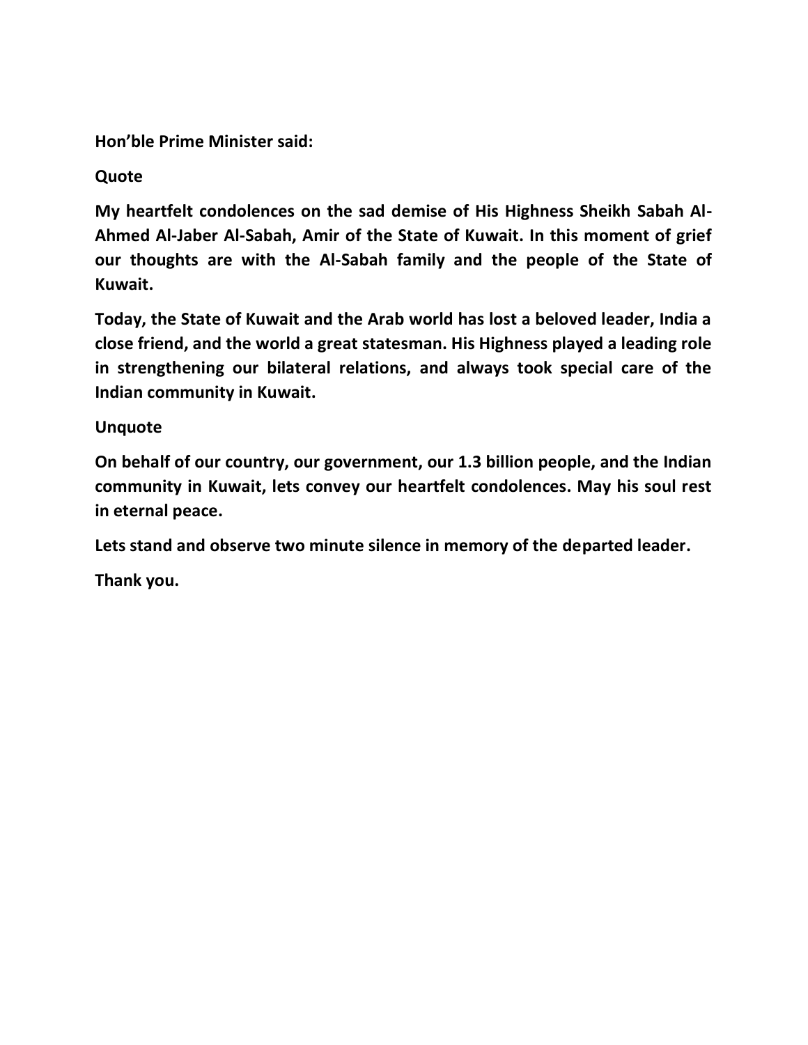**Hon’ble Prime Minister said:**

**Quote**

**My heartfelt condolences on the sad demise of His Highness Sheikh Sabah Al-Ahmed Al-Jaber Al-Sabah, Amir of the State of Kuwait. In this moment of grief our thoughts are with the Al-Sabah family and the people of the State of Kuwait.**

**Today, the State of Kuwait and the Arab world has lost a beloved leader, India a close friend, and the world a great statesman. His Highness played a leading role in strengthening our bilateral relations, and always took special care of the Indian community in Kuwait.**

**Unquote**

**On behalf of our country, our government, our 1.3 billion people, and the Indian community in Kuwait, lets convey our heartfelt condolences. May his soul rest in eternal peace.**

**Lets stand and observe two minute silence in memory of the departed leader.**

**Thank you.**